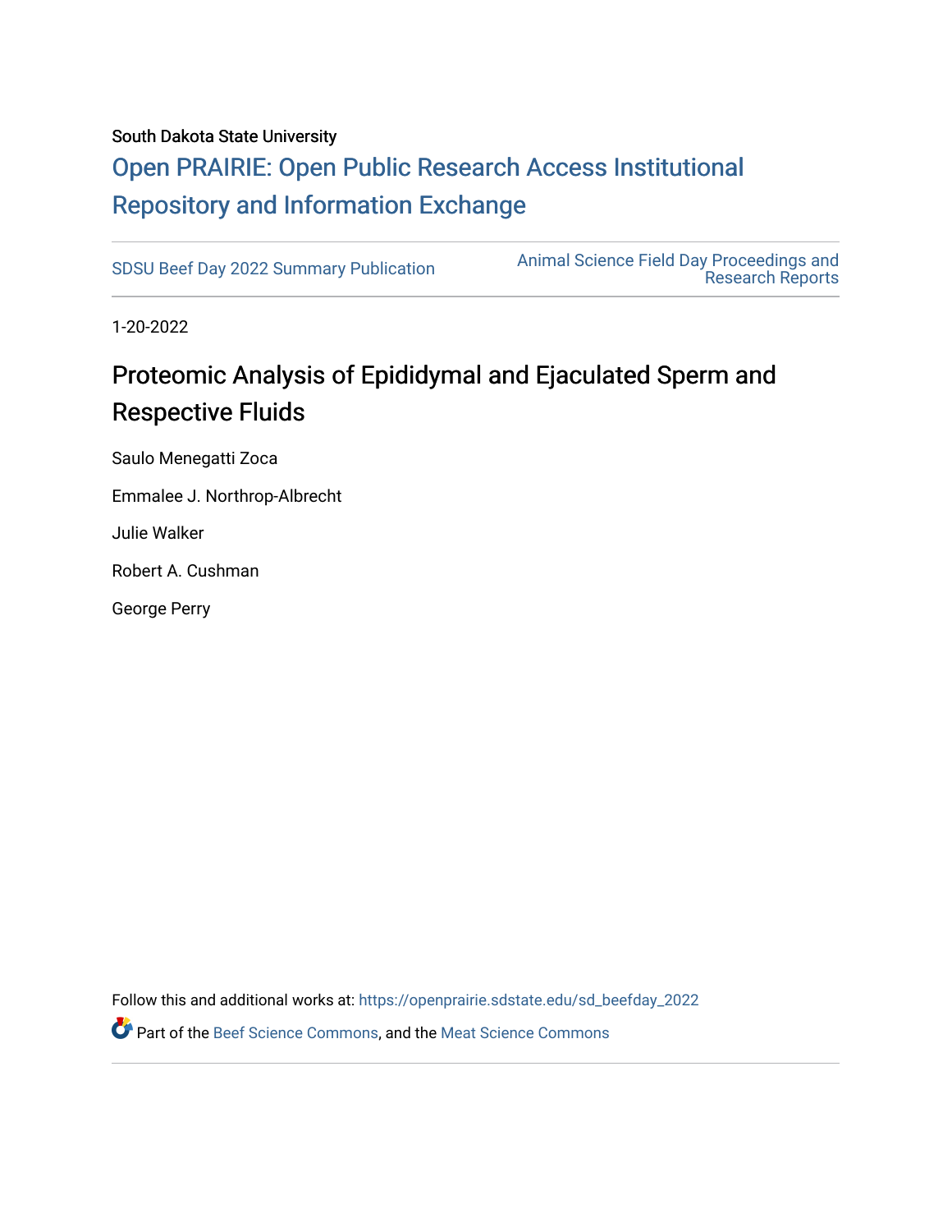South Dakota State University

# Open PRAIRIE: Open Public Research Access Institutional Repository and Information Exchange

SDSU Beef Day 2022 Summary Publication

Animal Science Field Day Proceedings and Research Reports

1-20-2022

## Proteomic Analysis of Epididymal and Ejaculated Sperm and Respective Fluids

Saulo Menegatti Zoca

Emmalee J. Northrop-Albrecht

Julie Walker

Robert A. Cushman

George Perry

Follow this and additional works at: https://openprairie.sdstate.edu/sd_beefday_2022

Part of the Beef Science Commons, and the Meat Science Commons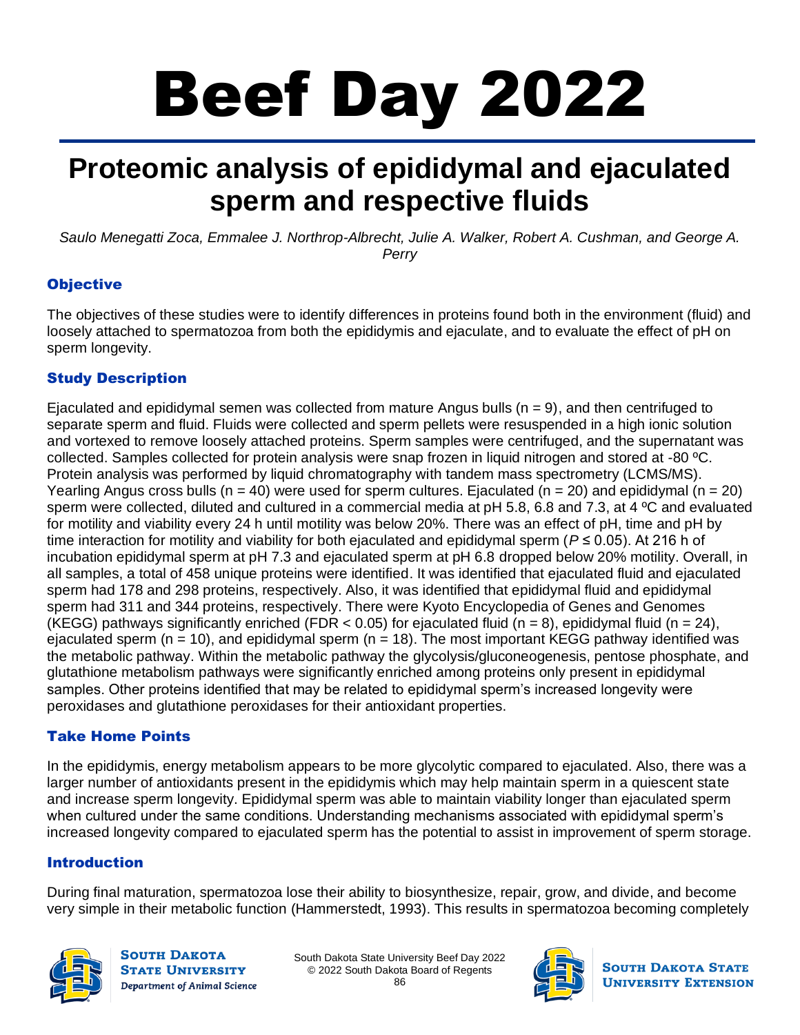# Beef Day 2022

## Proteomic analysis of epididymal and ejaculated sperm and respective fluids

*Saulo Menegatti Zoca, Emmalee J. Northrop-Albrecht, Julie A. Walker, Robert A. Cushman, and George A. Perry*

### Objective

The objectives of these studies were to identify differences in proteins found both in the environment (fluid) and loosely attached to spermatozoa from both the epididymis and ejaculate, and to evaluate the effect of pH on sperm longevity.

### Study Description

Ejaculated and epididymal semen was collected from mature Angus bulls (n = 9), and then centrifuged to separate sperm and fluid. Fluids were collected and sperm pellets were resuspended in a high ionic solution and vortexed to remove loosely attached proteins. Sperm samples were centrifuged, and the supernatant was collected. Samples collected for protein analysis were snap frozen in liquid nitrogen and stored at -80 ºC. Protein analysis was performed by liquid chromatography with tandem mass spectrometry (LCMS/MS). Yearling Angus cross bulls (n = 40) were used for sperm cultures. Ejaculated (n = 20) and epididymal (n = 20) sperm were collected, diluted and cultured in a commercial media at pH 5.8, 6.8 and 7.3, at 4 ºC and evaluated for motility and viability every 24 h until motility was below 20%. There was an effect of pH, time and pH by time interaction for motility and viability for both ejaculated and epididymal sperm ($P \leq 0.05$). At 216 h of incubation epididymal sperm at pH 7.3 and ejaculated sperm at pH 6.8 dropped below 20% motility. Overall, in all samples, a total of 458 unique proteins were identified. It was identified that ejaculated fluid and ejaculated sperm had 178 and 298 proteins, respectively. Also, it was identified that epididymal fluid and epididymal sperm had 311 and 344 proteins, respectively. There were Kyoto Encyclopedia of Genes and Genomes (KEGG) pathways significantly enriched (FDR < 0.05) for ejaculated fluid (n = 8), epididymal fluid (n = 24), ejaculated sperm (n = 10), and epididymal sperm (n = 18). The most important KEGG pathway identified was the metabolic pathway. Within the metabolic pathway the glycolysis/gluconeogenesis, pentose phosphate, and glutathione metabolism pathways were significantly enriched among proteins only present in epididymal samples. Other proteins identified that may be related to epididymal sperm's increased longevity were peroxidases and glutathione peroxidases for their antioxidant properties.

### Take Home Points

In the epididymis, energy metabolism appears to be more glycolytic compared to ejaculated. Also, there was a larger number of antioxidants present in the epididymis which may help maintain sperm in a quiescent state and increase sperm longevity. Epididymal sperm was able to maintain viability longer than ejaculated sperm when cultured under the same conditions. Understanding mechanisms associated with epididymal sperm's increased longevity compared to ejaculated sperm has the potential to assist in improvement of sperm storage.

### Introduction

During final maturation, spermatozoa lose their ability to biosynthesize, repair, grow, and divide, and become very simple in their metabolic function (Hammerstedt, 1993). This results in spermatozoa becoming completely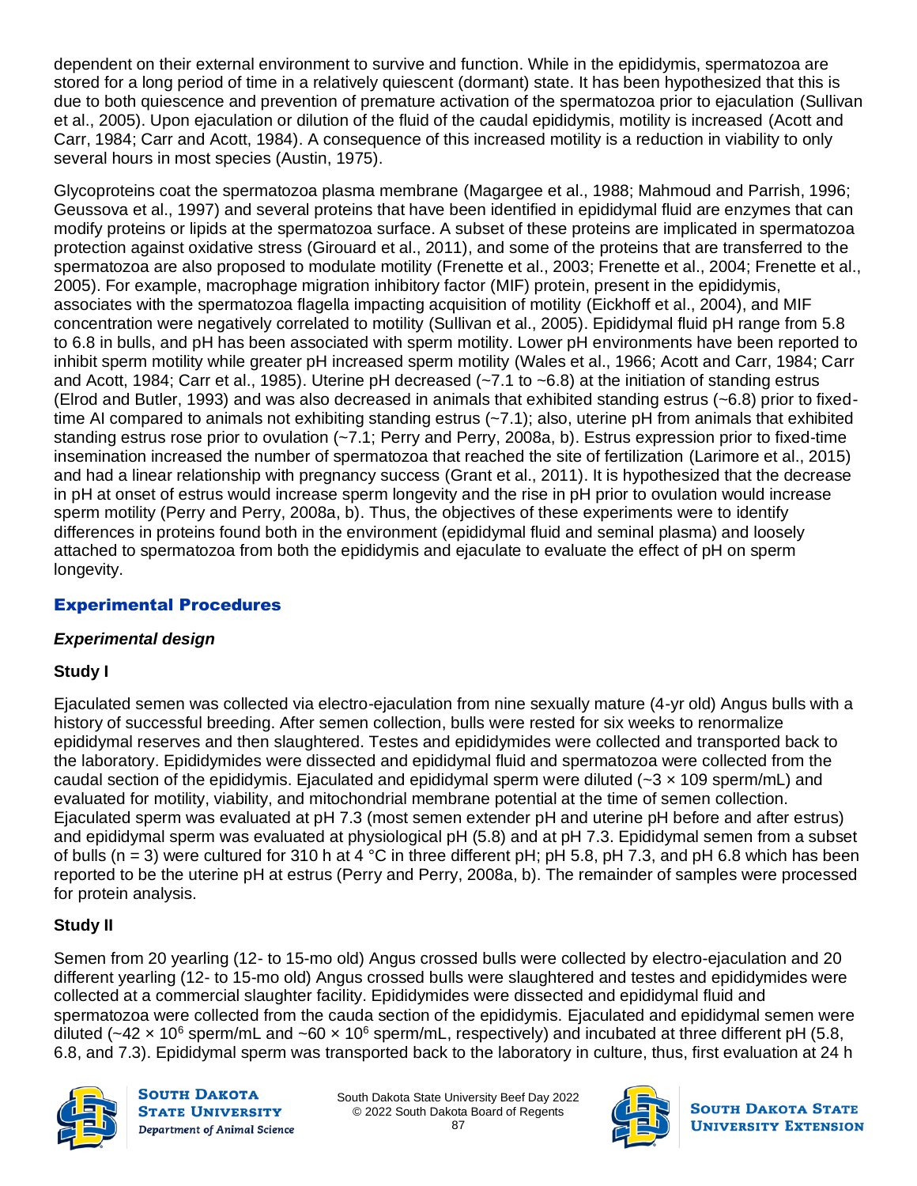dependent on their external environment to survive and function. While in the epididymis, spermatozoa are stored for a long period of time in a relatively quiescent (dormant) state. It has been hypothesized that this is due to both quiescence and prevention of premature activation of the spermatozoa prior to ejaculation (Sullivan et al., 2005). Upon ejaculation or dilution of the fluid of the caudal epididymis, motility is increased (Acott and Carr, 1984; Carr and Acott, 1984). A consequence of this increased motility is a reduction in viability to only several hours in most species (Austin, 1975).

Glycoproteins coat the spermatozoa plasma membrane (Magargee et al., 1988; Mahmoud and Parrish, 1996; Geussova et al., 1997) and several proteins that have been identified in epididymal fluid are enzymes that can modify proteins or lipids at the spermatozoa surface. A subset of these proteins are implicated in spermatozoa protection against oxidative stress (Girouard et al., 2011), and some of the proteins that are transferred to the spermatozoa are also proposed to modulate motility (Frenette et al., 2003; Frenette et al., 2004; Frenette et al., 2005). For example, macrophage migration inhibitory factor (MIF) protein, present in the epididymis, associates with the spermatozoa flagella impacting acquisition of motility (Eickhoff et al., 2004), and MIF concentration were negatively correlated to motility (Sullivan et al., 2005). Epididymal fluid pH range from 5.8 to 6.8 in bulls, and pH has been associated with sperm motility. Lower pH environments have been reported to inhibit sperm motility while greater pH increased sperm motility (Wales et al., 1966; Acott and Carr, 1984; Carr and Acott, 1984; Carr et al., 1985). Uterine pH decreased (~7.1 to ~6.8) at the initiation of standing estrus (Elrod and Butler, 1993) and was also decreased in animals that exhibited standing estrus (~6.8) prior to fixed-time AI compared to animals not exhibiting standing estrus (~7.1); also, uterine pH from animals that exhibited standing estrus rose prior to ovulation (~7.1; Perry and Perry, 2008a, b). Estrus expression prior to fixed-time insemination increased the number of spermatozoa that reached the site of fertilization (Larimore et al., 2015) and had a linear relationship with pregnancy success (Grant et al., 2011). It is hypothesized that the decrease in pH at onset of estrus would increase sperm longevity and the rise in pH prior to ovulation would increase sperm motility (Perry and Perry, 2008a, b). Thus, the objectives of these experiments were to identify differences in proteins found both in the environment (epididymal fluid and seminal plasma) and loosely attached to spermatozoa from both the epididymis and ejaculate to evaluate the effect of pH on sperm longevity.

## Experimental Procedures

### *Experimental design*

#### Study I

Ejaculated semen was collected via electro-ejaculation from nine sexually mature (4-yr old) Angus bulls with a history of successful breeding. After semen collection, bulls were rested for six weeks to renormalize epididymal reserves and then slaughtered. Testes and epididymides were collected and transported back to the laboratory. Epididymides were dissected and epididymal fluid and spermatozoa were collected from the caudal section of the epididymis. Ejaculated and epididymal sperm were diluted (~3 × 109 sperm/mL) and evaluated for motility, viability, and mitochondrial membrane potential at the time of semen collection. Ejaculated sperm was evaluated at pH 7.3 (most semen extender pH and uterine pH before and after estrus) and epididymal sperm was evaluated at physiological pH (5.8) and at pH 7.3. Epididymal semen from a subset of bulls (n = 3) were cultured for 310 h at 4 °C in three different pH; pH 5.8, pH 7.3, and pH 6.8 which has been reported to be the uterine pH at estrus (Perry and Perry, 2008a, b). The remainder of samples were processed for protein analysis.

#### Study II

Semen from 20 yearling (12- to 15-mo old) Angus crossed bulls were collected by electro-ejaculation and 20 different yearling (12- to 15-mo old) Angus crossed bulls were slaughtered and testes and epididymides were collected at a commercial slaughter facility. Epididymides were dissected and epididymal fluid and spermatozoa were collected from the cauda section of the epididymis. Ejaculated and epididymal semen were diluted (~42 × $10^6$ sperm/mL and ~60 × $10^6$ sperm/mL, respectively) and incubated at three different pH (5.8, 6.8, and 7.3). Epididymal sperm was transported back to the laboratory in culture, thus, first evaluation at 24 h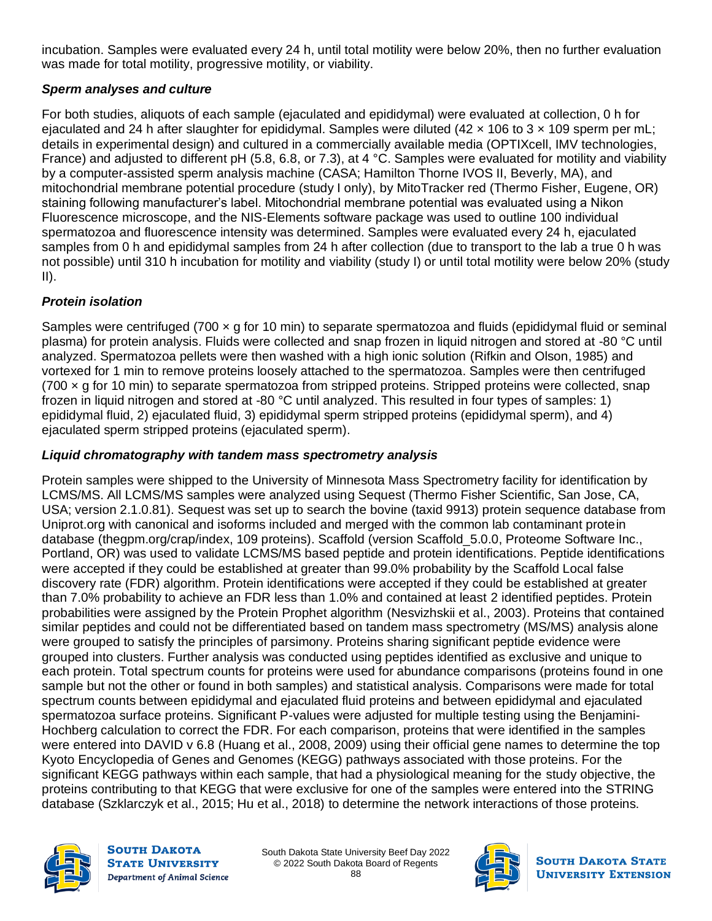incubation. Samples were evaluated every 24 h, until total motility were below 20%, then no further evaluation was made for total motility, progressive motility, or viability.

### *Sperm analyses and culture*

For both studies, aliquots of each sample (ejaculated and epididymal) were evaluated at collection, 0 h for ejaculated and 24 h after slaughter for epididymal. Samples were diluted ($42 \times 10^6$ to $3 \times 10^9$ sperm per mL; details in experimental design) and cultured in a commercially available media (OPTIXcell, IMV technologies, France) and adjusted to different pH (5.8, 6.8, or 7.3), at 4 °C. Samples were evaluated for motility and viability by a computer-assisted sperm analysis machine (CASA; Hamilton Thorne IVOS II, Beverly, MA), and mitochondrial membrane potential procedure (study I only), by MitoTracker red (Thermo Fisher, Eugene, OR) staining following manufacturer's label. Mitochondrial membrane potential was evaluated using a Nikon Fluorescence microscope, and the NIS-Elements software package was used to outline 100 individual spermatozoa and fluorescence intensity was determined. Samples were evaluated every 24 h, ejaculated samples from 0 h and epididymal samples from 24 h after collection (due to transport to the lab a true 0 h was not possible) until 310 h incubation for motility and viability (study I) or until total motility were below 20% (study II).

### *Protein isolation*

Samples were centrifuged (700 × g for 10 min) to separate spermatozoa and fluids (epididymal fluid or seminal plasma) for protein analysis. Fluids were collected and snap frozen in liquid nitrogen and stored at -80 °C until analyzed. Spermatozoa pellets were then washed with a high ionic solution (Rifkin and Olson, 1985) and vortexed for 1 min to remove proteins loosely attached to the spermatozoa. Samples were then centrifuged (700 × g for 10 min) to separate spermatozoa from stripped proteins. Stripped proteins were collected, snap frozen in liquid nitrogen and stored at -80 °C until analyzed. This resulted in four types of samples: 1) epididymal fluid, 2) ejaculated fluid, 3) epididymal sperm stripped proteins (epididymal sperm), and 4) ejaculated sperm stripped proteins (ejaculated sperm).

### *Liquid chromatography with tandem mass spectrometry analysis*

Protein samples were shipped to the University of Minnesota Mass Spectrometry facility for identification by LCMS/MS. All LCMS/MS samples were analyzed using Sequest (Thermo Fisher Scientific, San Jose, CA, USA; version 2.1.0.81). Sequest was set up to search the bovine (taxid 9913) protein sequence database from Uniprot.org with canonical and isoforms included and merged with the common lab contaminant protein database (thegpm.org/crap/index, 109 proteins). Scaffold (version Scaffold_5.0.0, Proteome Software Inc., Portland, OR) was used to validate LCMS/MS based peptide and protein identifications. Peptide identifications were accepted if they could be established at greater than 99.0% probability by the Scaffold Local false discovery rate (FDR) algorithm. Protein identifications were accepted if they could be established at greater than 7.0% probability to achieve an FDR less than 1.0% and contained at least 2 identified peptides. Protein probabilities were assigned by the Protein Prophet algorithm (Nesvizhskii et al., 2003). Proteins that contained similar peptides and could not be differentiated based on tandem mass spectrometry (MS/MS) analysis alone were grouped to satisfy the principles of parsimony. Proteins sharing significant peptide evidence were grouped into clusters. Further analysis was conducted using peptides identified as exclusive and unique to each protein. Total spectrum counts for proteins were used for abundance comparisons (proteins found in one sample but not the other or found in both samples) and statistical analysis. Comparisons were made for total spectrum counts between epididymal and ejaculated fluid proteins and between epididymal and ejaculated spermatozoa surface proteins. Significant P-values were adjusted for multiple testing using the Benjamini-Hochberg calculation to correct the FDR. For each comparison, proteins that were identified in the samples were entered into DAVID v 6.8 (Huang et al., 2008, 2009) using their official gene names to determine the top Kyoto Encyclopedia of Genes and Genomes (KEGG) pathways associated with those proteins. For the significant KEGG pathways within each sample, that had a physiological meaning for the study objective, the proteins contributing to that KEGG that were exclusive for one of the samples were entered into the STRING database (Szklarczyk et al., 2015; Hu et al., 2018) to determine the network interactions of those proteins.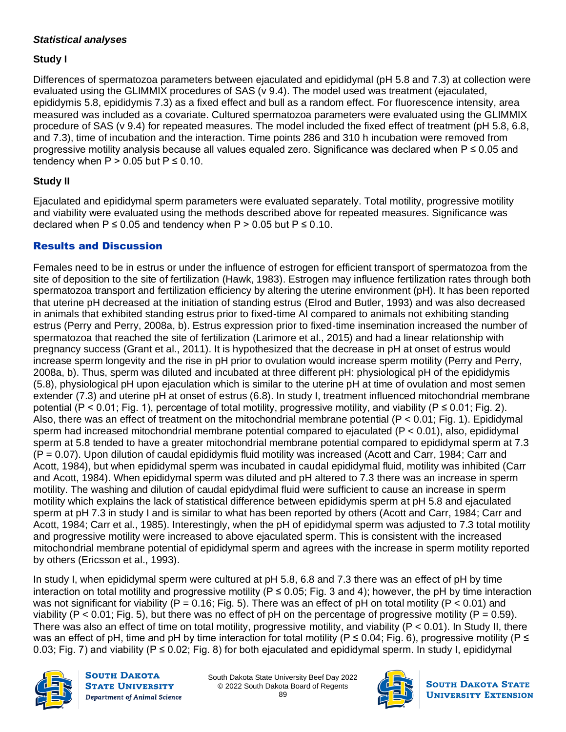### *Statistical analyses*

#### Study I

Differences of spermatozoa parameters between ejaculated and epididymal (pH 5.8 and 7.3) at collection were evaluated using the GLIMMIX procedures of SAS (v 9.4). The model used was treatment (ejaculated, epididymis 5.8, epididymis 7.3) as a fixed effect and bull as a random effect. For fluorescence intensity, area measured was included as a covariate. Cultured spermatozoa parameters were evaluated using the GLIMMIX procedure of SAS (v 9.4) for repeated measures. The model included the fixed effect of treatment (pH 5.8, 6.8, and 7.3), time of incubation and the interaction. Time points 286 and 310 h incubation were removed from progressive motility analysis because all values equaled zero. Significance was declared when $P \leq 0.05$ and tendency when $P > 0.05$ but $P \leq 0.10$.

#### Study II

Ejaculated and epididymal sperm parameters were evaluated separately. Total motility, progressive motility and viability were evaluated using the methods described above for repeated measures. Significance was declared when $P \leq 0.05$ and tendency when $P > 0.05$ but $P \leq 0.10$.

## Results and Discussion

Females need to be in estrus or under the influence of estrogen for efficient transport of spermatozoa from the site of deposition to the site of fertilization (Hawk, 1983). Estrogen may influence fertilization rates through both spermatozoa transport and fertilization efficiency by altering the uterine environment (pH). It has been reported that uterine pH decreased at the initiation of standing estrus (Elrod and Butler, 1993) and was also decreased in animals that exhibited standing estrus prior to fixed-time AI compared to animals not exhibiting standing estrus (Perry and Perry, 2008a, b). Estrus expression prior to fixed-time insemination increased the number of spermatozoa that reached the site of fertilization (Larimore et al., 2015) and had a linear relationship with pregnancy success (Grant et al., 2011). It is hypothesized that the decrease in pH at onset of estrus would increase sperm longevity and the rise in pH prior to ovulation would increase sperm motility (Perry and Perry, 2008a, b). Thus, sperm was diluted and incubated at three different pH: physiological pH of the epididymis (5.8), physiological pH upon ejaculation which is similar to the uterine pH at time of ovulation and most semen extender (7.3) and uterine pH at onset of estrus (6.8). In study I, treatment influenced mitochondrial membrane potential ($P < 0.01$; Fig. 1), percentage of total motility, progressive motility, and viability ($P \leq 0.01$; Fig. 2). Also, there was an effect of treatment on the mitochondrial membrane potential ($P < 0.01$; Fig. 1). Epididymal sperm had increased mitochondrial membrane potential compared to ejaculated ($P < 0.01$), also, epididymal sperm at 5.8 tended to have a greater mitochondrial membrane potential compared to epididymal sperm at 7.3 ($P = 0.07$). Upon dilution of caudal epididymis fluid motility was increased (Acott and Carr, 1984; Carr and Acott, 1984), but when epididymal sperm was incubated in caudal epididymal fluid, motility was inhibited (Carr and Acott, 1984). When epididymal sperm was diluted and pH altered to 7.3 there was an increase in sperm motility. The washing and dilution of caudal epydimal fluid were sufficient to cause an increase in sperm motility which explains the lack of statistical difference between epididymis sperm at pH 5.8 and ejaculated sperm at pH 7.3 in study I and is similar to what has been reported by others (Acott and Carr, 1984; Carr and Acott, 1984; Carr et al., 1985). Interestingly, when the pH of epididymal sperm was adjusted to 7.3 total motility and progressive motility were increased to above ejaculated sperm. This is consistent with the increased mitochondrial membrane potential of epididymal sperm and agrees with the increase in sperm motility reported by others (Ericsson et al., 1993).

In study I, when epididymal sperm were cultured at pH 5.8, 6.8 and 7.3 there was an effect of pH by time interaction on total motility and progressive motility ($P \leq 0.05$; Fig. 3 and 4); however, the pH by time interaction was not significant for viability ($P = 0.16$; Fig. 5). There was an effect of pH on total motility ($P < 0.01$) and viability ($P < 0.01$; Fig. 5), but there was no effect of pH on the percentage of progressive motility ($P = 0.59$). There was also an effect of time on total motility, progressive motility, and viability ($P < 0.01$). In Study II, there was an effect of pH, time and pH by time interaction for total motility ($P \leq 0.04$; Fig. 6), progressive motility ($P \leq 0.03$; Fig. 7) and viability ($P \leq 0.02$; Fig. 8) for both ejaculated and epididymal sperm. In study I, epididymal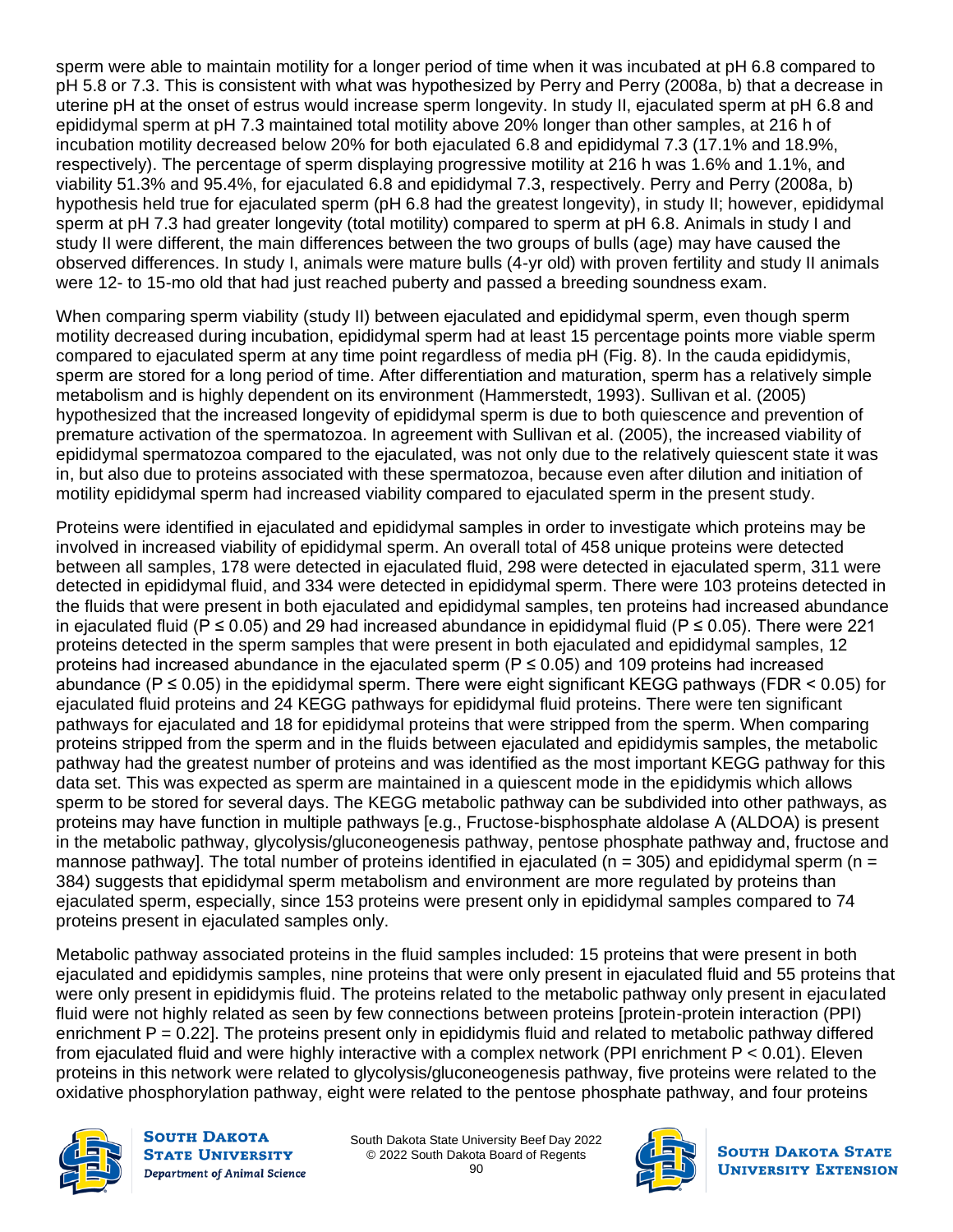sperm were able to maintain motility for a longer period of time when it was incubated at pH 6.8 compared to pH 5.8 or 7.3. This is consistent with what was hypothesized by Perry and Perry (2008a, b) that a decrease in uterine pH at the onset of estrus would increase sperm longevity. In study II, ejaculated sperm at pH 6.8 and epididymal sperm at pH 7.3 maintained total motility above 20% longer than other samples, at 216 h of incubation motility decreased below 20% for both ejaculated 6.8 and epididymal 7.3 (17.1% and 18.9%, respectively). The percentage of sperm displaying progressive motility at 216 h was 1.6% and 1.1%, and viability 51.3% and 95.4%, for ejaculated 6.8 and epididymal 7.3, respectively. Perry and Perry (2008a, b) hypothesis held true for ejaculated sperm (pH 6.8 had the greatest longevity), in study II; however, epididymal sperm at pH 7.3 had greater longevity (total motility) compared to sperm at pH 6.8. Animals in study I and study II were different, the main differences between the two groups of bulls (age) may have caused the observed differences. In study I, animals were mature bulls (4-yr old) with proven fertility and study II animals were 12- to 15-mo old that had just reached puberty and passed a breeding soundness exam.

When comparing sperm viability (study II) between ejaculated and epididymal sperm, even though sperm motility decreased during incubation, epididymal sperm had at least 15 percentage points more viable sperm compared to ejaculated sperm at any time point regardless of media pH (Fig. 8). In the cauda epididymis, sperm are stored for a long period of time. After differentiation and maturation, sperm has a relatively simple metabolism and is highly dependent on its environment (Hammerstedt, 1993). Sullivan et al. (2005) hypothesized that the increased longevity of epididymal sperm is due to both quiescence and prevention of premature activation of the spermatozoa. In agreement with Sullivan et al. (2005), the increased viability of epididymal spermatozoa compared to the ejaculated, was not only due to the relatively quiescent state it was in, but also due to proteins associated with these spermatozoa, because even after dilution and initiation of motility epididymal sperm had increased viability compared to ejaculated sperm in the present study.

Proteins were identified in ejaculated and epididymal samples in order to investigate which proteins may be involved in increased viability of epididymal sperm. An overall total of 458 unique proteins were detected between all samples, 178 were detected in ejaculated fluid, 298 were detected in ejaculated sperm, 311 were detected in epididymal fluid, and 334 were detected in epididymal sperm. There were 103 proteins detected in the fluids that were present in both ejaculated and epididymal samples, ten proteins had increased abundance in ejaculated fluid ($P \leq 0.05$) and 29 had increased abundance in epididymal fluid ($P \leq 0.05$). There were 221 proteins detected in the sperm samples that were present in both ejaculated and epididymal samples, 12 proteins had increased abundance in the ejaculated sperm ($P \leq 0.05$) and 109 proteins had increased abundance ($P \leq 0.05$) in the epididymal sperm. There were eight significant KEGG pathways (FDR < 0.05) for ejaculated fluid proteins and 24 KEGG pathways for epididymal fluid proteins. There were ten significant pathways for ejaculated and 18 for epididymal proteins that were stripped from the sperm. When comparing proteins stripped from the sperm and in the fluids between ejaculated and epididymis samples, the metabolic pathway had the greatest number of proteins and was identified as the most important KEGG pathway for this data set. This was expected as sperm are maintained in a quiescent mode in the epididymis which allows sperm to be stored for several days. The KEGG metabolic pathway can be subdivided into other pathways, as proteins may have function in multiple pathways [e.g., Fructose-bisphosphate aldolase A (ALDOA) is present in the metabolic pathway, glycolysis/gluconeogenesis pathway, pentose phosphate pathway and, fructose and mannose pathway]. The total number of proteins identified in ejaculated ($n = 305$) and epididymal sperm ($n = 384$) suggests that epididymal sperm metabolism and environment are more regulated by proteins than ejaculated sperm, especially, since 153 proteins were present only in epididymal samples compared to 74 proteins present in ejaculated samples only.

Metabolic pathway associated proteins in the fluid samples included: 15 proteins that were present in both ejaculated and epididymis samples, nine proteins that were only present in ejaculated fluid and 55 proteins that were only present in epididymis fluid. The proteins related to the metabolic pathway only present in ejaculated fluid were not highly related as seen by few connections between proteins [protein-protein interaction (PPI) enrichment $P = 0.22$]. The proteins present only in epididymis fluid and related to metabolic pathway differed from ejaculated fluid and were highly interactive with a complex network (PPI enrichment $P < 0.01$). Eleven proteins in this network were related to glycolysis/gluconeogenesis pathway, five proteins were related to the oxidative phosphorylation pathway, eight were related to the pentose phosphate pathway, and four proteins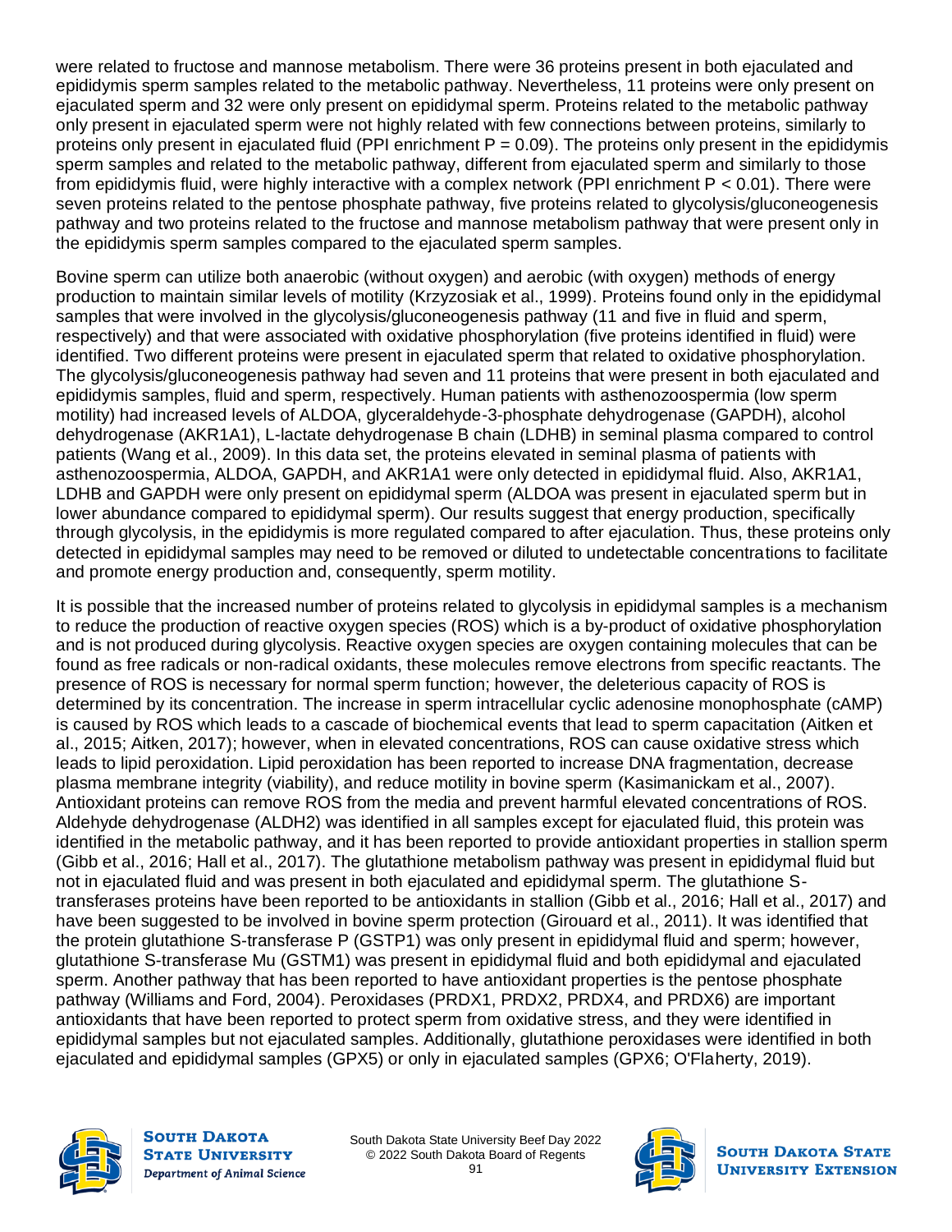were related to fructose and mannose metabolism. There were 36 proteins present in both ejaculated and epididymis sperm samples related to the metabolic pathway. Nevertheless, 11 proteins were only present on ejaculated sperm and 32 were only present on epididymal sperm. Proteins related to the metabolic pathway only present in ejaculated sperm were not highly related with few connections between proteins, similarly to proteins only present in ejaculated fluid (PPI enrichment $P = 0.09$). The proteins only present in the epididymis sperm samples and related to the metabolic pathway, different from ejaculated sperm and similarly to those from epididymis fluid, were highly interactive with a complex network (PPI enrichment $P < 0.01$). There were seven proteins related to the pentose phosphate pathway, five proteins related to glycolysis/gluconeogenesis pathway and two proteins related to the fructose and mannose metabolism pathway that were present only in the epididymis sperm samples compared to the ejaculated sperm samples.

Bovine sperm can utilize both anaerobic (without oxygen) and aerobic (with oxygen) methods of energy production to maintain similar levels of motility (Krzyzosiak et al., 1999). Proteins found only in the epididymal samples that were involved in the glycolysis/gluconeogenesis pathway (11 and five in fluid and sperm, respectively) and that were associated with oxidative phosphorylation (five proteins identified in fluid) were identified. Two different proteins were present in ejaculated sperm that related to oxidative phosphorylation. The glycolysis/gluconeogenesis pathway had seven and 11 proteins that were present in both ejaculated and epididymis samples, fluid and sperm, respectively. Human patients with asthenozoospermia (low sperm motility) had increased levels of ALDOA, glyceraldehyde-3-phosphate dehydrogenase (GAPDH), alcohol dehydrogenase (AKR1A1), L-lactate dehydrogenase B chain (LDHB) in seminal plasma compared to control patients (Wang et al., 2009). In this data set, the proteins elevated in seminal plasma of patients with asthenozoospermia, ALDOA, GAPDH, and AKR1A1 were only detected in epididymal fluid. Also, AKR1A1, LDHB and GAPDH were only present on epididymal sperm (ALDOA was present in ejaculated sperm but in lower abundance compared to epididymal sperm). Our results suggest that energy production, specifically through glycolysis, in the epididymis is more regulated compared to after ejaculation. Thus, these proteins only detected in epididymal samples may need to be removed or diluted to undetectable concentrations to facilitate and promote energy production and, consequently, sperm motility.

It is possible that the increased number of proteins related to glycolysis in epididymal samples is a mechanism to reduce the production of reactive oxygen species (ROS) which is a by-product of oxidative phosphorylation and is not produced during glycolysis. Reactive oxygen species are oxygen containing molecules that can be found as free radicals or non-radical oxidants, these molecules remove electrons from specific reactants. The presence of ROS is necessary for normal sperm function; however, the deleterious capacity of ROS is determined by its concentration. The increase in sperm intracellular cyclic adenosine monophosphate (cAMP) is caused by ROS which leads to a cascade of biochemical events that lead to sperm capacitation (Aitken et al., 2015; Aitken, 2017); however, when in elevated concentrations, ROS can cause oxidative stress which leads to lipid peroxidation. Lipid peroxidation has been reported to increase DNA fragmentation, decrease plasma membrane integrity (viability), and reduce motility in bovine sperm (Kasimanickam et al., 2007). Antioxidant proteins can remove ROS from the media and prevent harmful elevated concentrations of ROS. Aldehyde dehydrogenase (ALDH2) was identified in all samples except for ejaculated fluid, this protein was identified in the metabolic pathway, and it has been reported to provide antioxidant properties in stallion sperm (Gibb et al., 2016; Hall et al., 2017). The glutathione metabolism pathway was present in epididymal fluid but not in ejaculated fluid and was present in both ejaculated and epididymal sperm. The glutathione S-transferases proteins have been reported to be antioxidants in stallion (Gibb et al., 2016; Hall et al., 2017) and have been suggested to be involved in bovine sperm protection (Girouard et al., 2011). It was identified that the protein glutathione S-transferase P (GSTP1) was only present in epididymal fluid and sperm; however, glutathione S-transferase Mu (GSTM1) was present in epididymal fluid and both epididymal and ejaculated sperm. Another pathway that has been reported to have antioxidant properties is the pentose phosphate pathway (Williams and Ford, 2004). Peroxidases (PRDX1, PRDX2, PRDX4, and PRDX6) are important antioxidants that have been reported to protect sperm from oxidative stress, and they were identified in epididymal samples but not ejaculated samples. Additionally, glutathione peroxidases were identified in both ejaculated and epididymal samples (GPX5) or only in ejaculated samples (GPX6; O'Flaherty, 2019).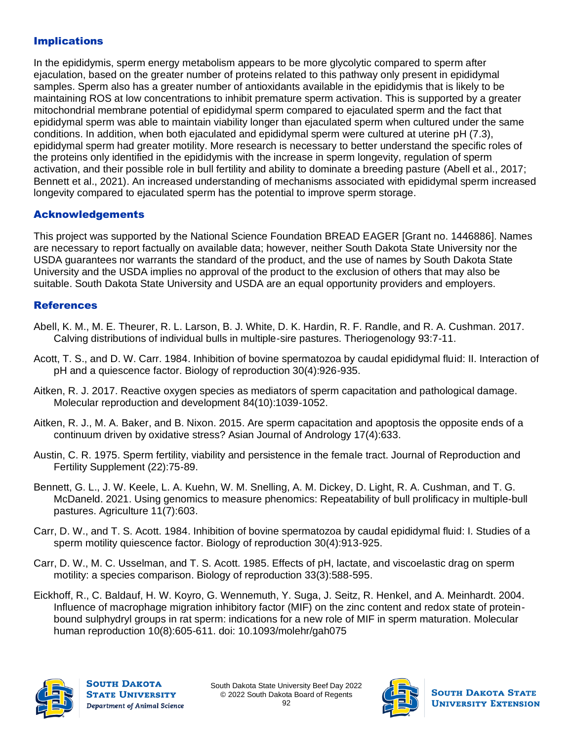## Implications

In the epididymis, sperm energy metabolism appears to be more glycolytic compared to sperm after ejaculation, based on the greater number of proteins related to this pathway only present in epididymal samples. Sperm also has a greater number of antioxidants available in the epididymis that is likely to be maintaining ROS at low concentrations to inhibit premature sperm activation. This is supported by a greater mitochondrial membrane potential of epididymal sperm compared to ejaculated sperm and the fact that epididymal sperm was able to maintain viability longer than ejaculated sperm when cultured under the same conditions. In addition, when both ejaculated and epididymal sperm were cultured at uterine pH (7.3), epididymal sperm had greater motility. More research is necessary to better understand the specific roles of the proteins only identified in the epididymis with the increase in sperm longevity, regulation of sperm activation, and their possible role in bull fertility and ability to dominate a breeding pasture (Abell et al., 2017; Bennett et al., 2021). An increased understanding of mechanisms associated with epididymal sperm increased longevity compared to ejaculated sperm has the potential to improve sperm storage.

## Acknowledgements

This project was supported by the National Science Foundation BREAD EAGER [Grant no. 1446886]. Names are necessary to report factually on available data; however, neither South Dakota State University nor the USDA guarantees nor warrants the standard of the product, and the use of names by South Dakota State University and the USDA implies no approval of the product to the exclusion of others that may also be suitable. South Dakota State University and USDA are an equal opportunity providers and employers.

## References

Abell, K. M., M. E. Theurer, R. L. Larson, B. J. White, D. K. Hardin, R. F. Randle, and R. A. Cushman. 2017. Calving distributions of individual bulls in multiple-sire pastures. Theriogenology 93:7-11.

Acott, T. S., and D. W. Carr. 1984. Inhibition of bovine spermatozoa by caudal epididymal fluid: II. Interaction of pH and a quiescence factor. Biology of reproduction 30(4):926-935.

Aitken, R. J. 2017. Reactive oxygen species as mediators of sperm capacitation and pathological damage. Molecular reproduction and development 84(10):1039-1052.

Aitken, R. J., M. A. Baker, and B. Nixon. 2015. Are sperm capacitation and apoptosis the opposite ends of a continuum driven by oxidative stress? Asian Journal of Andrology 17(4):633.

Austin, C. R. 1975. Sperm fertility, viability and persistence in the female tract. Journal of Reproduction and Fertility Supplement (22):75-89.

Bennett, G. L., J. W. Keele, L. A. Kuehn, W. M. Snelling, A. M. Dickey, D. Light, R. A. Cushman, and T. G. McDaneld. 2021. Using genomics to measure phenomics: Repeatability of bull prolificacy in multiple-bull pastures. Agriculture 11(7):603.

Carr, D. W., and T. S. Acott. 1984. Inhibition of bovine spermatozoa by caudal epididymal fluid: I. Studies of a sperm motility quiescence factor. Biology of reproduction 30(4):913-925.

Carr, D. W., M. C. Usselman, and T. S. Acott. 1985. Effects of pH, lactate, and viscoelastic drag on sperm motility: a species comparison. Biology of reproduction 33(3):588-595.

Eickhoff, R., C. Baldauf, H. W. Koyro, G. Wennemuth, Y. Suga, J. Seitz, R. Henkel, and A. Meinhardt. 2004. Influence of macrophage migration inhibitory factor (MIF) on the zinc content and redox state of protein-bound sulphydryl groups in rat sperm: indications for a new role of MIF in sperm maturation. Molecular human reproduction 10(8):605-611. doi: 10.1093/molehr/gah075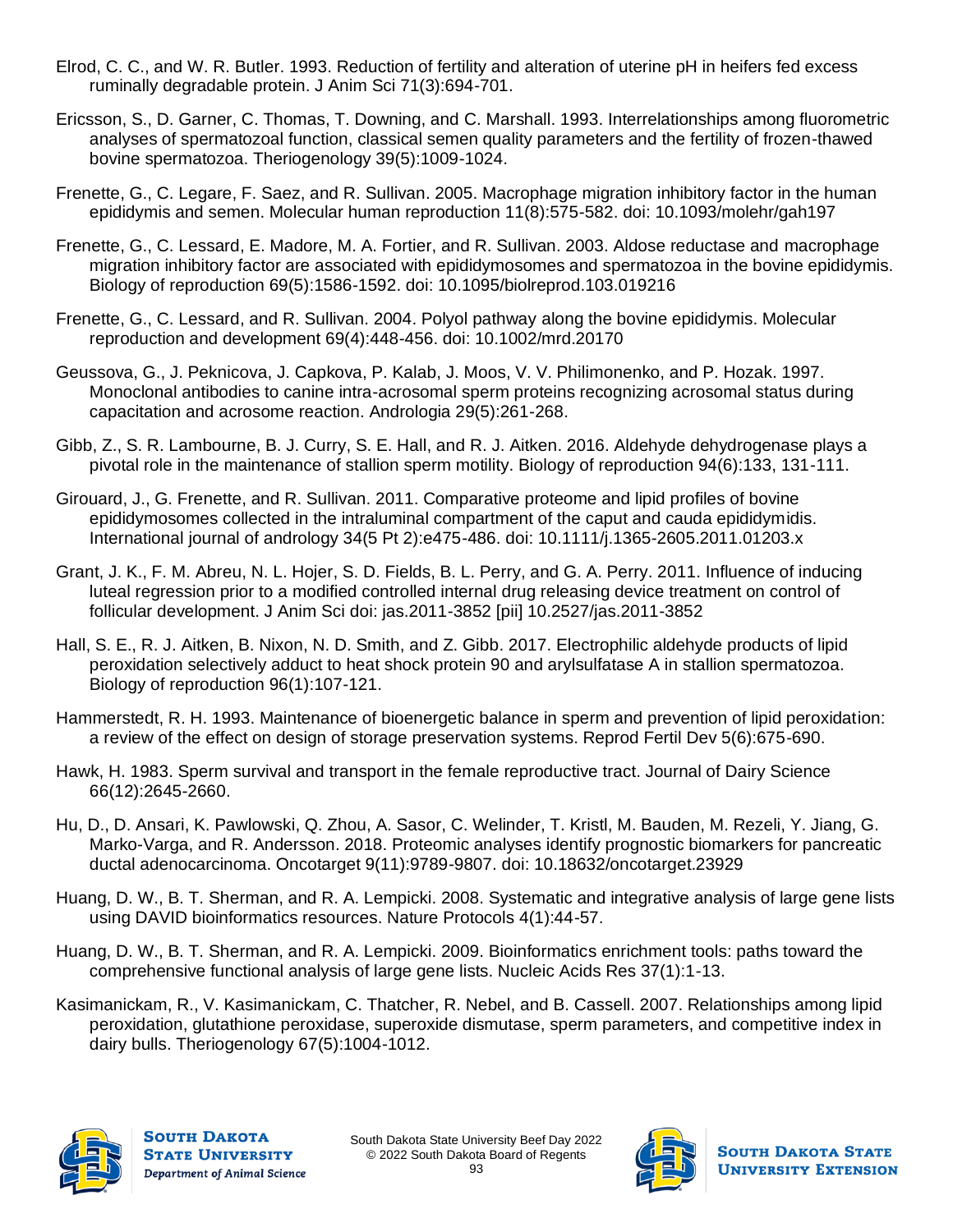Elrod, C. C., and W. R. Butler. 1993. Reduction of fertility and alteration of uterine pH in heifers fed excess ruminally degradable protein. J Anim Sci 71(3):694-701.

Ericsson, S., D. Garner, C. Thomas, T. Downing, and C. Marshall. 1993. Interrelationships among fluorometric analyses of spermatozoal function, classical semen quality parameters and the fertility of frozen-thawed bovine spermatozoa. Theriogenology 39(5):1009-1024.

Frenette, G., C. Legare, F. Saez, and R. Sullivan. 2005. Macrophage migration inhibitory factor in the human epididymis and semen. Molecular human reproduction 11(8):575-582. doi: 10.1093/molehr/gah197

Frenette, G., C. Lessard, E. Madore, M. A. Fortier, and R. Sullivan. 2003. Aldose reductase and macrophage migration inhibitory factor are associated with epididymosomes and spermatozoa in the bovine epididymis. Biology of reproduction 69(5):1586-1592. doi: 10.1095/biolreprod.103.019216

Frenette, G., C. Lessard, and R. Sullivan. 2004. Polyol pathway along the bovine epididymis. Molecular reproduction and development 69(4):448-456. doi: 10.1002/mrd.20170

Geussova, G., J. Peknicova, J. Capkova, P. Kalab, J. Moos, V. V. Philimonenko, and P. Hozak. 1997. Monoclonal antibodies to canine intra-acrosomal sperm proteins recognizing acrosomal status during capacitation and acrosome reaction. Andrologia 29(5):261-268.

Gibb, Z., S. R. Lambourne, B. J. Curry, S. E. Hall, and R. J. Aitken. 2016. Aldehyde dehydrogenase plays a pivotal role in the maintenance of stallion sperm motility. Biology of reproduction 94(6):133, 131-111.

Girouard, J., G. Frenette, and R. Sullivan. 2011. Comparative proteome and lipid profiles of bovine epididymosomes collected in the intraluminal compartment of the caput and cauda epididymidis. International journal of andrology 34(5 Pt 2):e475-486. doi: 10.1111/j.1365-2605.2011.01203.x

Grant, J. K., F. M. Abreu, N. L. Hojer, S. D. Fields, B. L. Perry, and G. A. Perry. 2011. Influence of inducing luteal regression prior to a modified controlled internal drug releasing device treatment on control of follicular development. J Anim Sci doi: jas.2011-3852 [pii] 10.2527/jas.2011-3852

Hall, S. E., R. J. Aitken, B. Nixon, N. D. Smith, and Z. Gibb. 2017. Electrophilic aldehyde products of lipid peroxidation selectively adduct to heat shock protein 90 and arylsulfatase A in stallion spermatozoa. Biology of reproduction 96(1):107-121.

Hammerstedt, R. H. 1993. Maintenance of bioenergetic balance in sperm and prevention of lipid peroxidation: a review of the effect on design of storage preservation systems. Reprod Fertil Dev 5(6):675-690.

Hawk, H. 1983. Sperm survival and transport in the female reproductive tract. Journal of Dairy Science 66(12):2645-2660.

Hu, D., D. Ansari, K. Pawlowski, Q. Zhou, A. Sasor, C. Welinder, T. Kristl, M. Bauden, M. Rezeli, Y. Jiang, G. Marko-Varga, and R. Andersson. 2018. Proteomic analyses identify prognostic biomarkers for pancreatic ductal adenocarcinoma. Oncotarget 9(11):9789-9807. doi: 10.18632/oncotarget.23929

Huang, D. W., B. T. Sherman, and R. A. Lempicki. 2008. Systematic and integrative analysis of large gene lists using DAVID bioinformatics resources. Nature Protocols 4(1):44-57.

Huang, D. W., B. T. Sherman, and R. A. Lempicki. 2009. Bioinformatics enrichment tools: paths toward the comprehensive functional analysis of large gene lists. Nucleic Acids Res 37(1):1-13.

Kasimanickam, R., V. Kasimanickam, C. Thatcher, R. Nebel, and B. Cassell. 2007. Relationships among lipid peroxidation, glutathione peroxidase, superoxide dismutase, sperm parameters, and competitive index in dairy bulls. Theriogenology 67(5):1004-1012.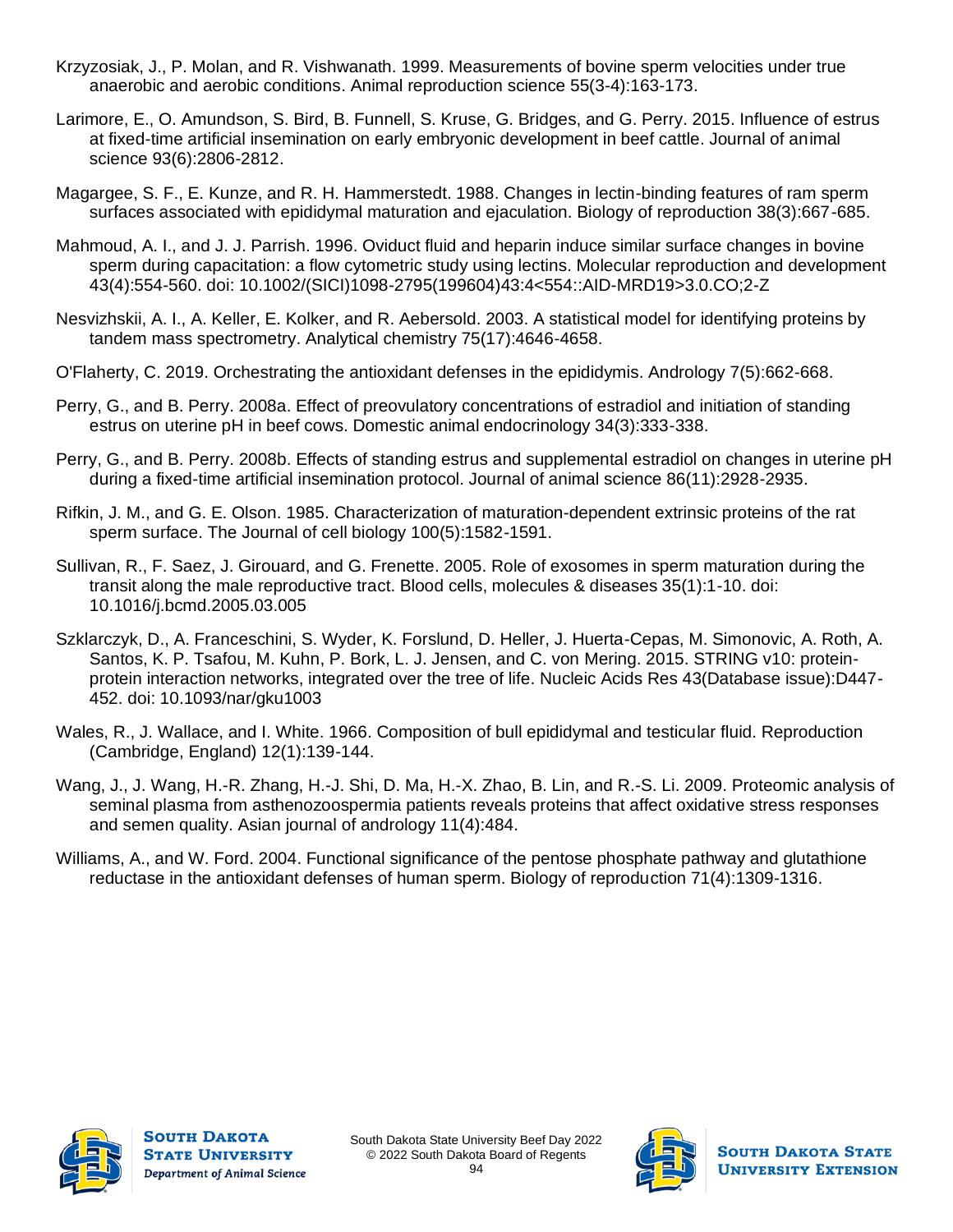Krzyzosiak, J., P. Molan, and R. Vishwanath. 1999. Measurements of bovine sperm velocities under true anaerobic and aerobic conditions. Animal reproduction science 55(3-4):163-173.

Larimore, E., O. Amundson, S. Bird, B. Funnell, S. Kruse, G. Bridges, and G. Perry. 2015. Influence of estrus at fixed-time artificial insemination on early embryonic development in beef cattle. Journal of animal science 93(6):2806-2812.

Magargee, S. F., E. Kunze, and R. H. Hammerstedt. 1988. Changes in lectin-binding features of ram sperm surfaces associated with epididymal maturation and ejaculation. Biology of reproduction 38(3):667-685.

Mahmoud, A. I., and J. J. Parrish. 1996. Oviduct fluid and heparin induce similar surface changes in bovine sperm during capacitation: a flow cytometric study using lectins. Molecular reproduction and development 43(4):554-560. doi: 10.1002/(SICI)1098-2795(199604)43:4<554::AID-MRD19>3.0.CO;2-Z

Nesvizhskii, A. I., A. Keller, E. Kolker, and R. Aebersold. 2003. A statistical model for identifying proteins by tandem mass spectrometry. Analytical chemistry 75(17):4646-4658.

O'Flaherty, C. 2019. Orchestrating the antioxidant defenses in the epididymis. Andrology 7(5):662-668.

Perry, G., and B. Perry. 2008a. Effect of preovulatory concentrations of estradiol and initiation of standing estrus on uterine pH in beef cows. Domestic animal endocrinology 34(3):333-338.

Perry, G., and B. Perry. 2008b. Effects of standing estrus and supplemental estradiol on changes in uterine pH during a fixed-time artificial insemination protocol. Journal of animal science 86(11):2928-2935.

Rifkin, J. M., and G. E. Olson. 1985. Characterization of maturation-dependent extrinsic proteins of the rat sperm surface. The Journal of cell biology 100(5):1582-1591.

Sullivan, R., F. Saez, J. Girouard, and G. Frenette. 2005. Role of exosomes in sperm maturation during the transit along the male reproductive tract. Blood cells, molecules & diseases 35(1):1-10. doi: 10.1016/j.bcmd.2005.03.005

Szklarczyk, D., A. Franceschini, S. Wyder, K. Forslund, D. Heller, J. Huerta-Cepas, M. Simonovic, A. Roth, A. Santos, K. P. Tsafou, M. Kuhn, P. Bork, L. J. Jensen, and C. von Mering. 2015. STRING v10: protein-protein interaction networks, integrated over the tree of life. Nucleic Acids Res 43(Database issue):D447-452. doi: 10.1093/nar/gku1003

Wales, R., J. Wallace, and I. White. 1966. Composition of bull epididymal and testicular fluid. Reproduction (Cambridge, England) 12(1):139-144.

Wang, J., J. Wang, H.-R. Zhang, H.-J. Shi, D. Ma, H.-X. Zhao, B. Lin, and R.-S. Li. 2009. Proteomic analysis of seminal plasma from asthenozoospermia patients reveals proteins that affect oxidative stress responses and semen quality. Asian journal of andrology 11(4):484.

Williams, A., and W. Ford. 2004. Functional significance of the pentose phosphate pathway and glutathione reductase in the antioxidant defenses of human sperm. Biology of reproduction 71(4):1309-1316.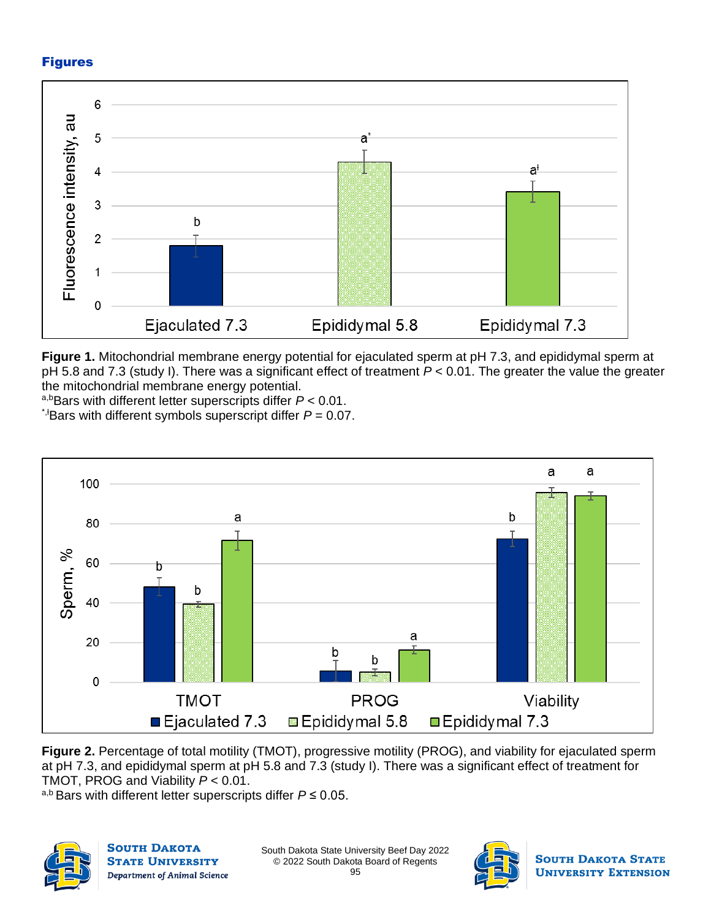## Figures

**Figure 1.** Mitochondrial membrane energy potential for ejaculated sperm at pH 7.3, and epididymal sperm at pH 5.8 and 7.3 (study I). There was a significant effect of treatment $P < 0.01$. The greater the value the greater the mitochondrial membrane energy potential.

[a,b]Bars with different letter superscripts differ $P < 0.01$.

[*,ǂ]Bars with different symbols superscript differ $P = 0.07$.

**Figure 2.** Percentage of total motility (TMOT), progressive motility (PROG), and viability for ejaculated sperm at pH 7.3, and epididymal sperm at pH 5.8 and 7.3 (study I). There was a significant effect of treatment for TMOT, PROG and Viability $P < 0.01$.

[a,b] Bars with different letter superscripts differ $P \leq 0.05$.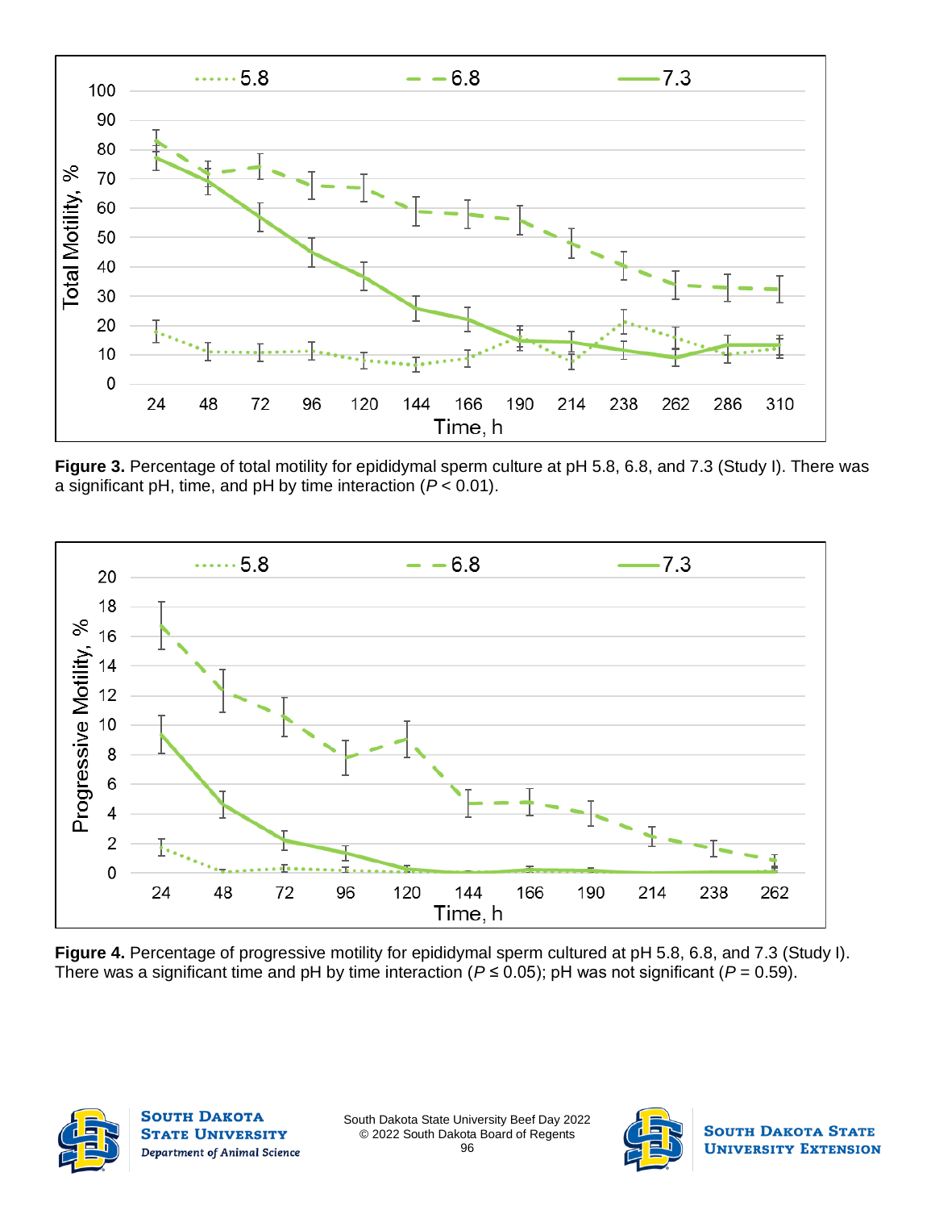**Figure 3.** Percentage of total motility for epididymal sperm culture at pH 5.8, 6.8, and 7.3 (Study I). There was a significant pH, time, and pH by time interaction ($P < 0.01$).

**Figure 4.** Percentage of progressive motility for epididymal sperm cultured at pH 5.8, 6.8, and 7.3 (Study I). There was a significant time and pH by time interaction ($P \leq 0.05$); pH was not significant ($P = 0.59$).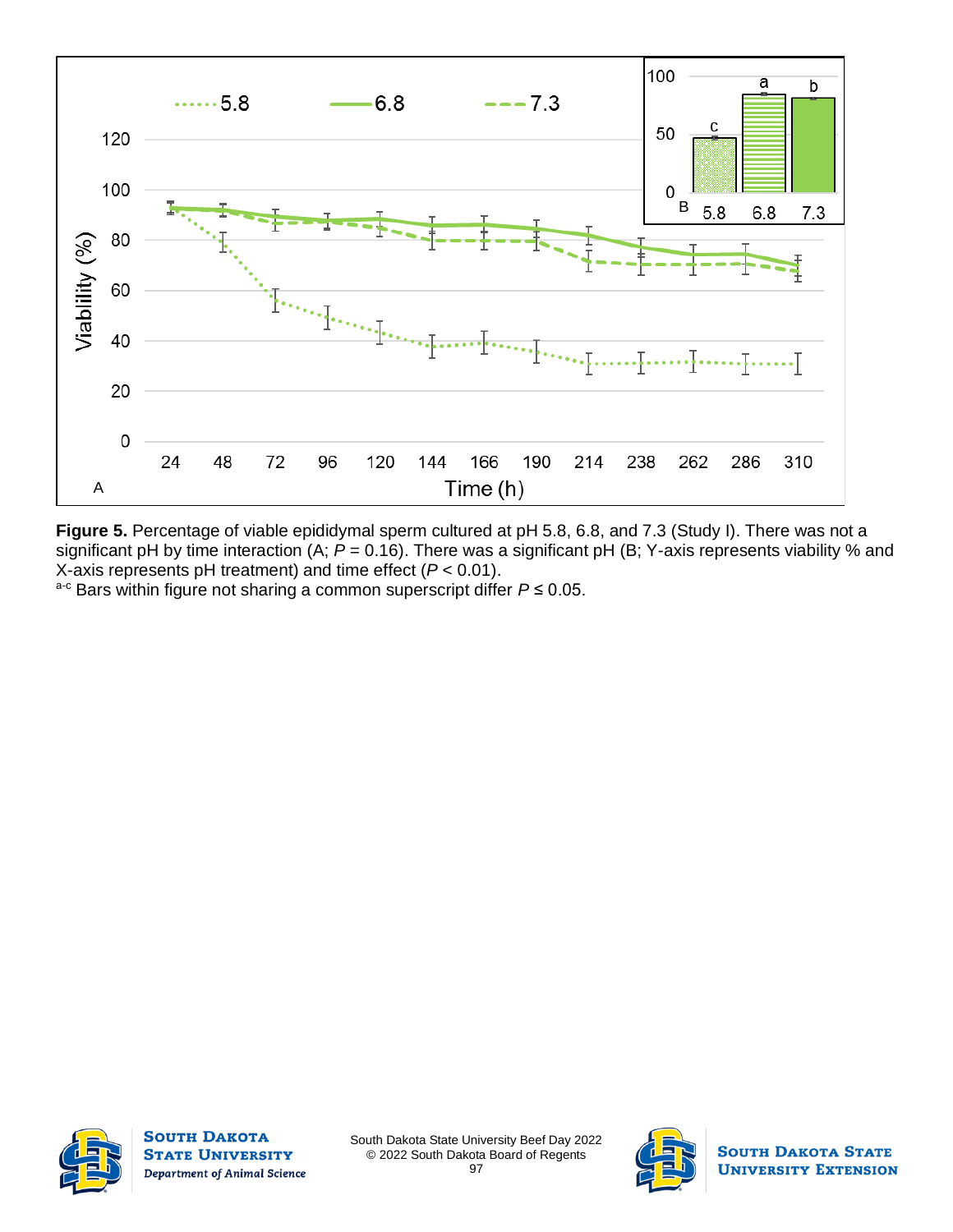**Figure 5.** Percentage of viable epididymal sperm cultured at pH 5.8, 6.8, and 7.3 (Study I). There was not a significant pH by time interaction (A; $P = 0.16$). There was a significant pH (B; Y-axis represents viability % and X-axis represents pH treatment) and time effect ($P < 0.01$).

[a-c] Bars within figure not sharing a common superscript differ $P \leq 0.05$.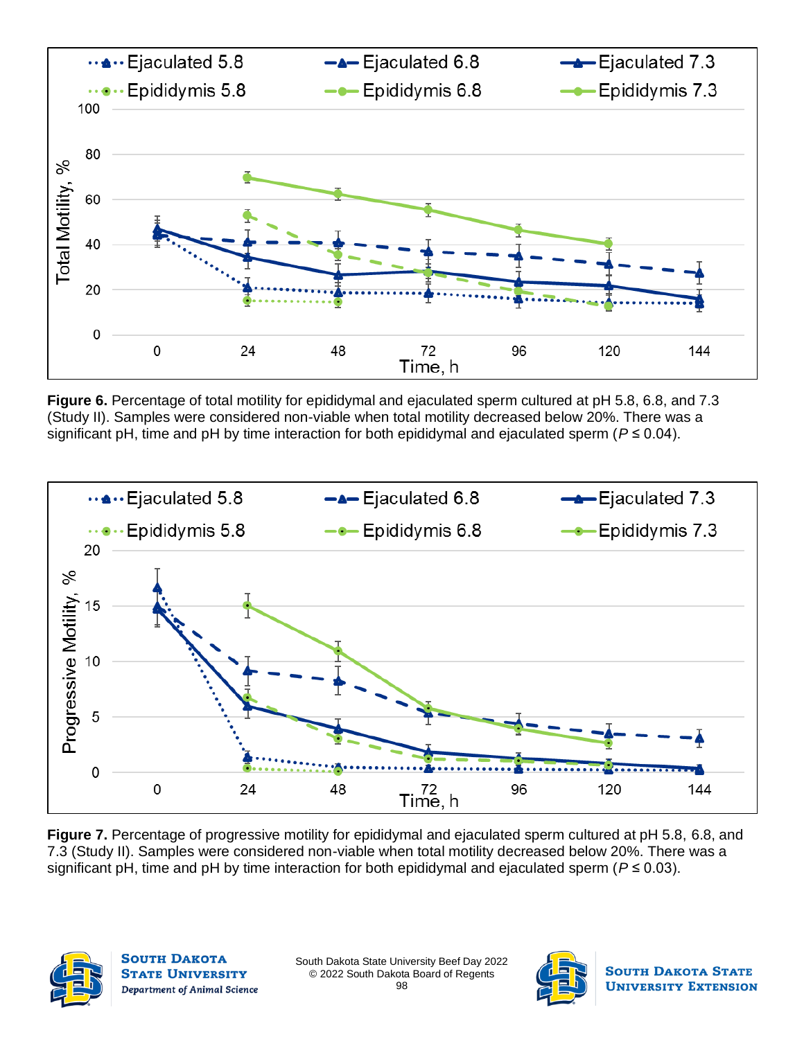**Figure 6.** Percentage of total motility for epididymal and ejaculated sperm cultured at pH 5.8, 6.8, and 7.3 (Study II). Samples were considered non-viable when total motility decreased below 20%. There was a significant pH, time and pH by time interaction for both epididymal and ejaculated sperm ($P \leq 0.04$).

**Figure 7.** Percentage of progressive motility for epididymal and ejaculated sperm cultured at pH 5.8, 6.8, and 7.3 (Study II). Samples were considered non-viable when total motility decreased below 20%. There was a significant pH, time and pH by time interaction for both epididymal and ejaculated sperm ($P \leq 0.03$).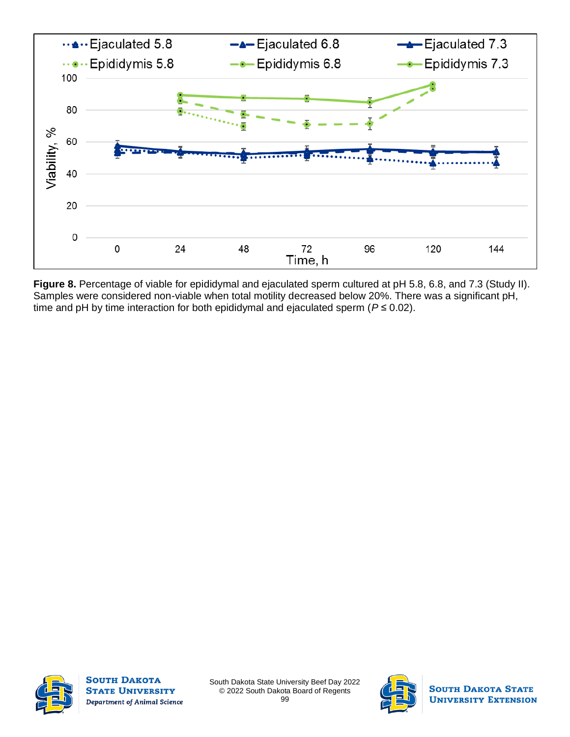Ejaculated 5.8
Ejaculated 6.8
Ejaculated 7.3
Epididymis 5.8
Epididymis 6.8
Epididymis 7.3

Viability, %

100
80
60
40
20
0

0
24
48
72
96
120
144

Time, h

**Figure 8.** Percentage of viable for epididymal and ejaculated sperm cultured at pH 5.8, 6.8, and 7.3 (Study II). Samples were considered non-viable when total motility decreased below 20%. There was a significant pH, time and pH by time interaction for both epididymal and ejaculated sperm ($P \leq 0.02$).